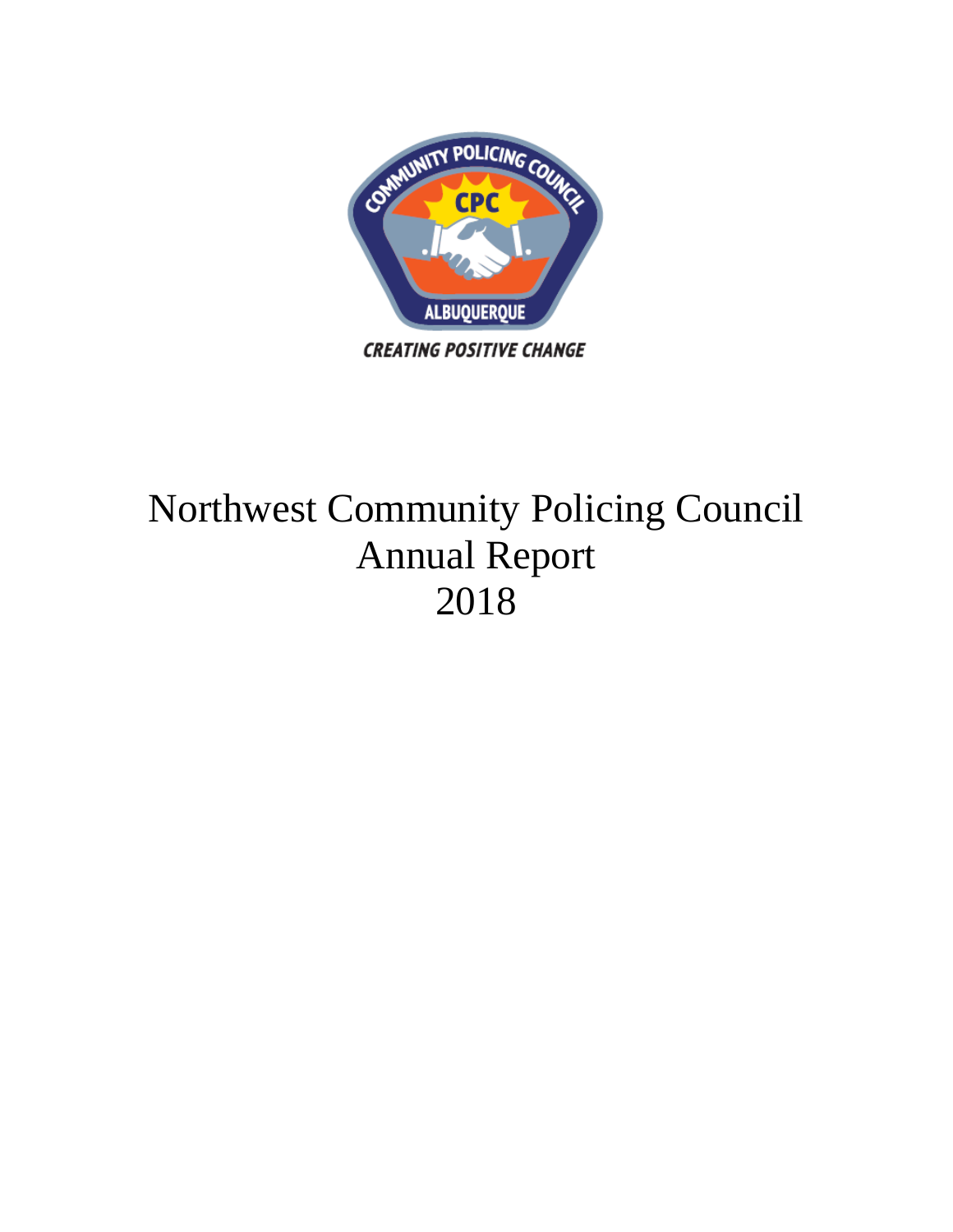COMMUNITY POLICING COUNCIL

CPC

ALBUQUERQUE

*CREATING POSITIVE CHANGE*

# Northwest Community Policing Council Annual Report 2018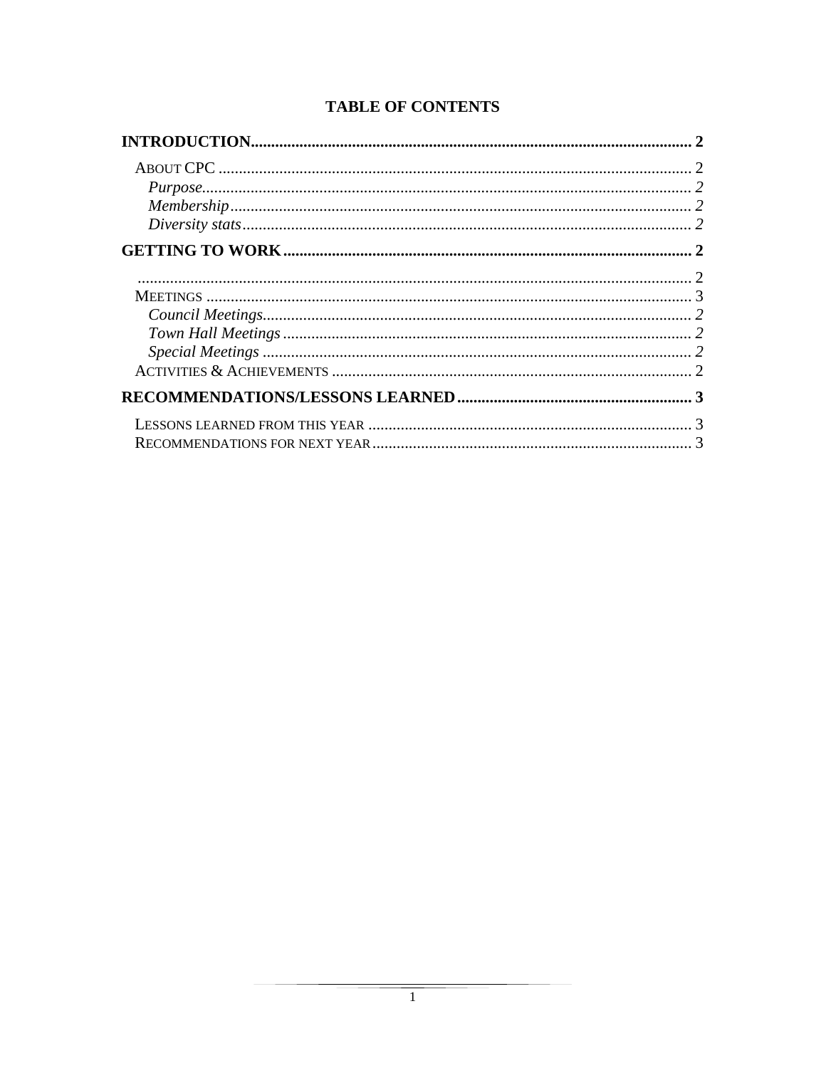# TABLE OF CONTENTS

**INTRODUCTION........................................................................................................... 2**

ABOUT CPC ................................................................................................................... 2

*Purpose...................................................................................................................... 2*

*Membership................................................................................................................ 2*

*Diversity stats............................................................................................................. 2*

**GETTING TO WORK.................................................................................................... 2**

....................................................................................................................................... 2

MEETINGS ...................................................................................................................... 3

*Council Meetings......................................................................................................... 2*

*Town Hall Meetings.................................................................................................... 2*

*Special Meetings......................................................................................................... 2*

ACTIVITIES & ACHIEVEMENTS ........................................................................................ 2

**RECOMMENDATIONS/LESSONS LEARNED.......................................................... 3**

LESSONS LEARNED FROM THIS YEAR ............................................................................... 3

RECOMMENDATIONS FOR NEXT YEAR .............................................................................. 3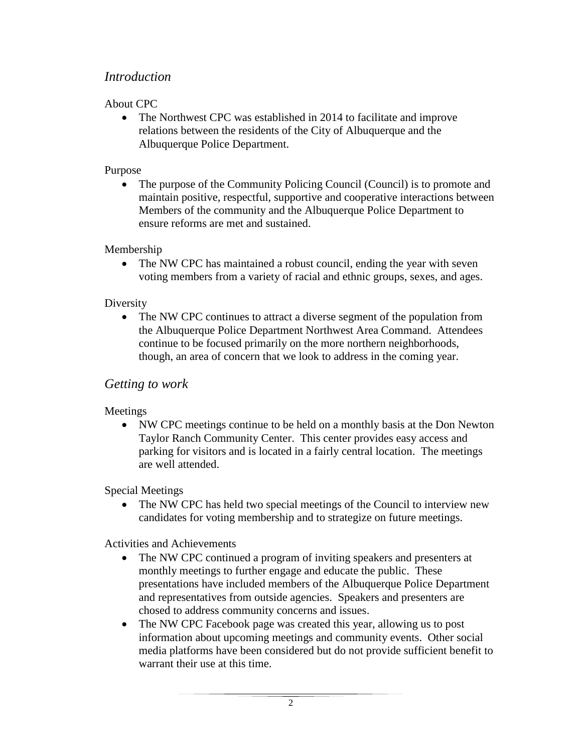## *Introduction*

About CPC

- The Northwest CPC was established in 2014 to facilitate and improve relations between the residents of the City of Albuquerque and the Albuquerque Police Department.

Purpose

- The purpose of the Community Policing Council (Council) is to promote and maintain positive, respectful, supportive and cooperative interactions between Members of the community and the Albuquerque Police Department to ensure reforms are met and sustained.

Membership

- The NW CPC has maintained a robust council, ending the year with seven voting members from a variety of racial and ethnic groups, sexes, and ages.

Diversity

- The NW CPC continues to attract a diverse segment of the population from the Albuquerque Police Department Northwest Area Command. Attendees continue to be focused primarily on the more northern neighborhoods, though, an area of concern that we look to address in the coming year.

## *Getting to work*

Meetings

- NW CPC meetings continue to be held on a monthly basis at the Don Newton Taylor Ranch Community Center. This center provides easy access and parking for visitors and is located in a fairly central location. The meetings are well attended.

Special Meetings

- The NW CPC has held two special meetings of the Council to interview new candidates for voting membership and to strategize on future meetings.

Activities and Achievements

- The NW CPC continued a program of inviting speakers and presenters at monthly meetings to further engage and educate the public. These presentations have included members of the Albuquerque Police Department and representatives from outside agencies. Speakers and presenters are chosed to address community concerns and issues.
- The NW CPC Facebook page was created this year, allowing us to post information about upcoming meetings and community events. Other social media platforms have been considered but do not provide sufficient benefit to warrant their use at this time.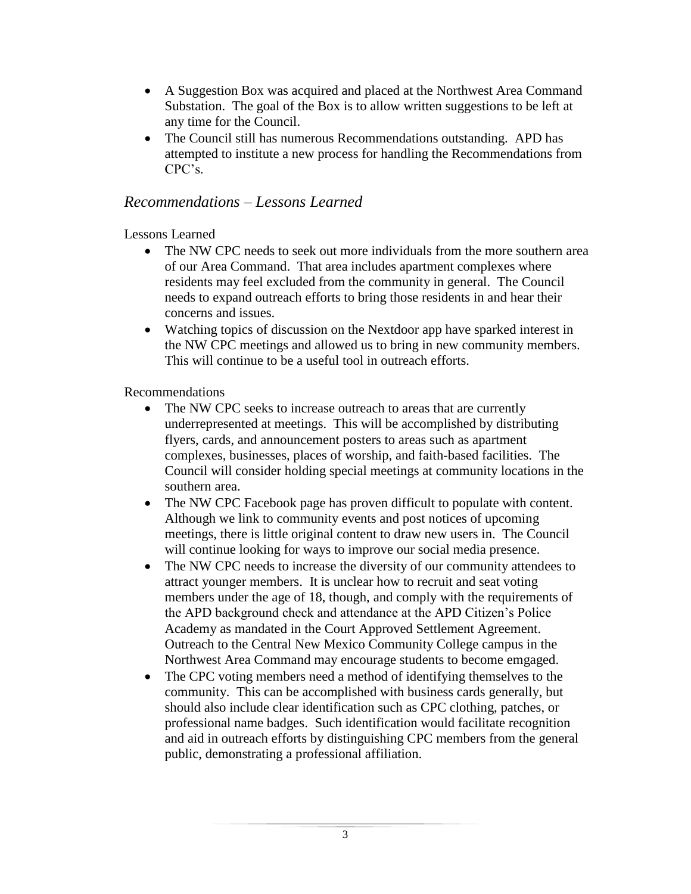- A Suggestion Box was acquired and placed at the Northwest Area Command Substation. The goal of the Box is to allow written suggestions to be left at any time for the Council.
- The Council still has numerous Recommendations outstanding. APD has attempted to institute a new process for handling the Recommendations from CPC's.

## *Recommendations – Lessons Learned*

Lessons Learned

- The NW CPC needs to seek out more individuals from the more southern area of our Area Command. That area includes apartment complexes where residents may feel excluded from the community in general. The Council needs to expand outreach efforts to bring those residents in and hear their concerns and issues.
- Watching topics of discussion on the Nextdoor app have sparked interest in the NW CPC meetings and allowed us to bring in new community members. This will continue to be a useful tool in outreach efforts.

Recommendations

- The NW CPC seeks to increase outreach to areas that are currently underrepresented at meetings. This will be accomplished by distributing flyers, cards, and announcement posters to areas such as apartment complexes, businesses, places of worship, and faith-based facilities. The Council will consider holding special meetings at community locations in the southern area.
- The NW CPC Facebook page has proven difficult to populate with content. Although we link to community events and post notices of upcoming meetings, there is little original content to draw new users in. The Council will continue looking for ways to improve our social media presence.
- The NW CPC needs to increase the diversity of our community attendees to attract younger members. It is unclear how to recruit and seat voting members under the age of 18, though, and comply with the requirements of the APD background check and attendance at the APD Citizen's Police Academy as mandated in the Court Approved Settlement Agreement. Outreach to the Central New Mexico Community College campus in the Northwest Area Command may encourage students to become emgaged.
- The CPC voting members need a method of identifying themselves to the community. This can be accomplished with business cards generally, but should also include clear identification such as CPC clothing, patches, or professional name badges. Such identification would facilitate recognition and aid in outreach efforts by distinguishing CPC members from the general public, demonstrating a professional affiliation.